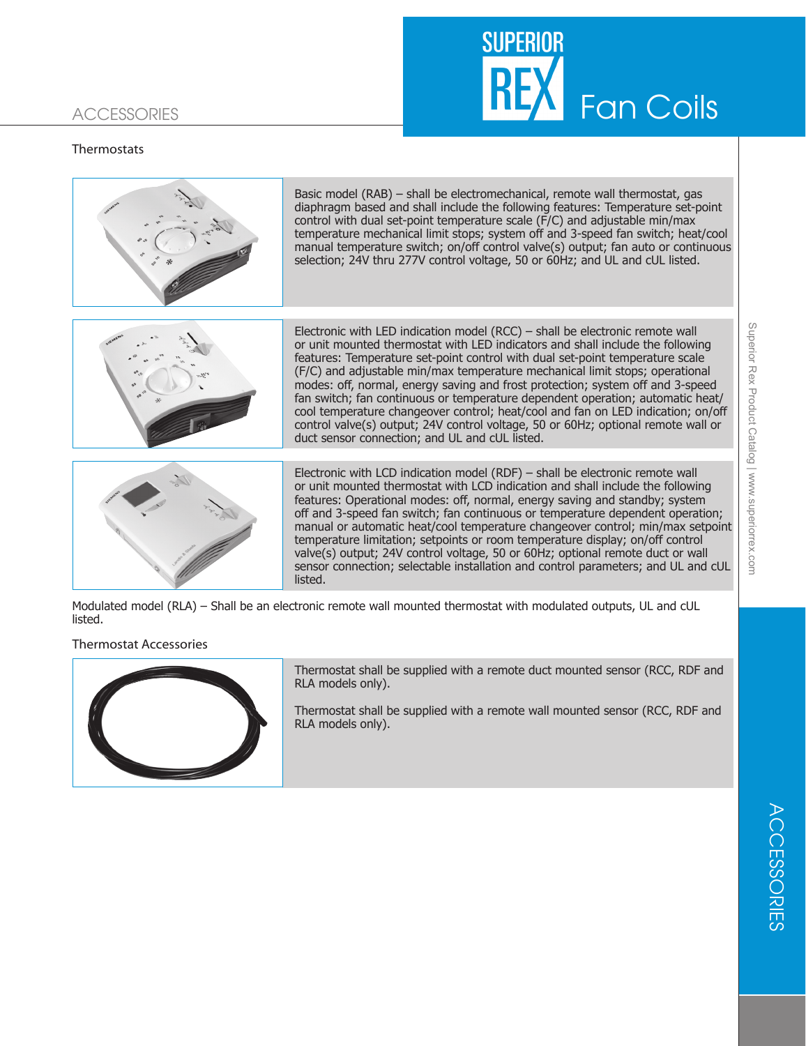# ACCESSORIES

## Thermostats

Basic model (RAB) – shall be electromechanical, remote wall thermostat, gas diaphragm based and shall include the following features: Temperature set-point control with dual set-point temperature scale (F/C) and adjustable min/max temperature mechanical limit stops; system off and 3-speed fan switch; heat/cool manual temperature switch; on/off control valve(s) output; fan auto or continuous selection; 24V thru 277V control voltage, 50 or 60Hz; and UL and cUL listed.

Electronic with LED indication model (RCC) – shall be electronic remote wall or unit mounted thermostat with LED indicators and shall include the following features: Temperature set-point control with dual set-point temperature scale (F/C) and adjustable min/max temperature mechanical limit stops; operational modes: off, normal, energy saving and frost protection; system off and 3-speed fan switch; fan continuous or temperature dependent operation; automatic heat/cool temperature changeover control; heat/cool and fan on LED indication; on/off control valve(s) output; 24V control voltage, 50 or 60Hz; optional remote wall or duct sensor connection; and UL and cUL listed.

Electronic with LCD indication model (RDF) – shall be electronic remote wall or unit mounted thermostat with LCD indication and shall include the following features: Operational modes: off, normal, energy saving and standby; system off and 3-speed fan switch; fan continuous or temperature dependent operation; manual or automatic heat/cool temperature changeover control; min/max setpoint temperature limitation; setpoints or room temperature display; on/off control valve(s) output; 24V control voltage, 50 or 60Hz; optional remote duct or wall sensor connection; selectable installation and control parameters; and UL and cUL listed.

Modulated model (RLA) – Shall be an electronic remote wall mounted thermostat with modulated outputs, UL and cUL listed.

## Thermostat Accessories

Thermostat shall be supplied with a remote duct mounted sensor (RCC, RDF and RLA models only).

Thermostat shall be supplied with a remote wall mounted sensor (RCC, RDF and RLA models only).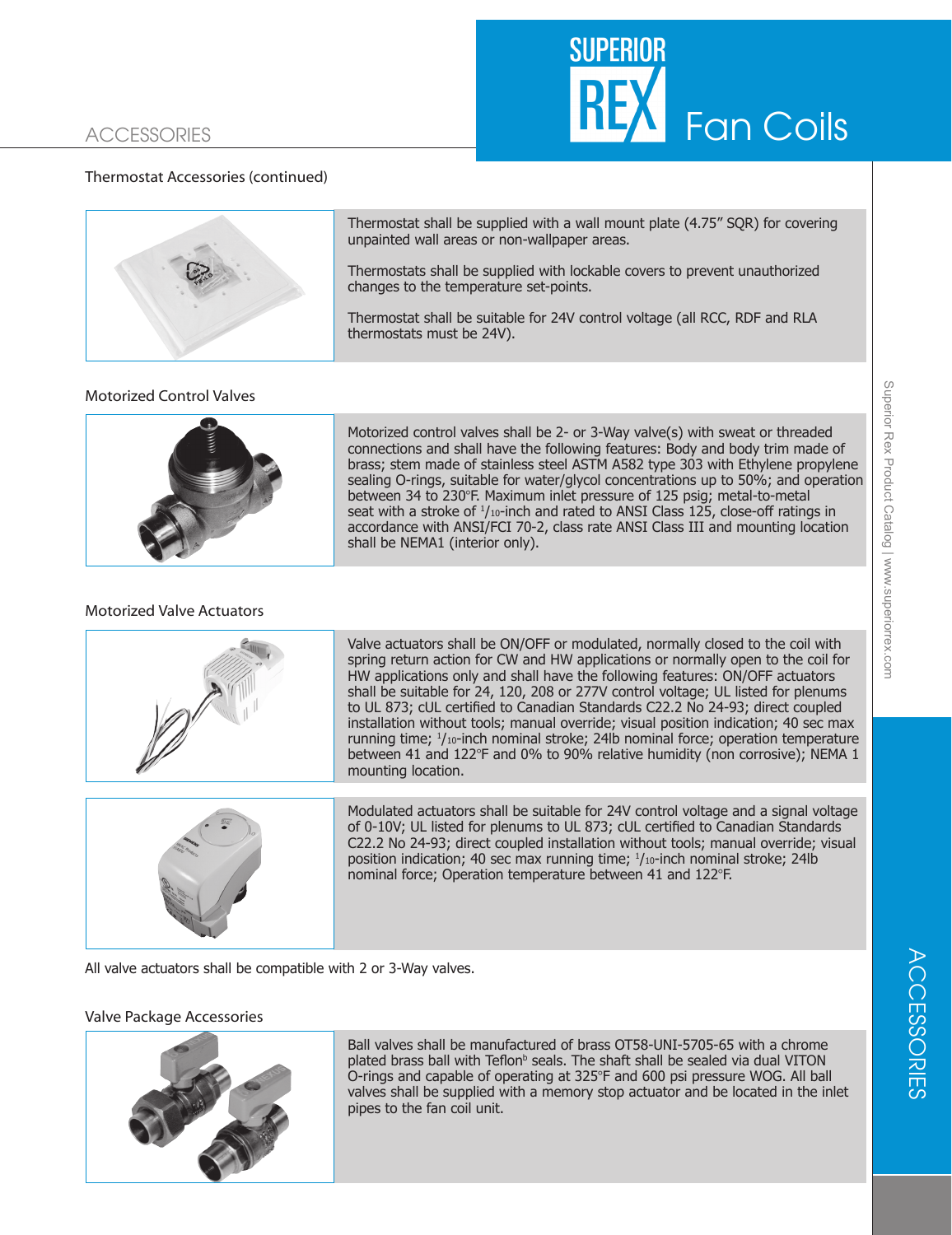## ACCESSORIES

### Thermostat Accessories (continued)

Thermostat shall be supplied with a wall mount plate (4.75” SQR) for covering unpainted wall areas or non-wallpaper areas.

Thermostats shall be supplied with lockable covers to prevent unauthorized changes to the temperature set-points.

Thermostat shall be suitable for 24V control voltage (all RCC, RDF and RLA thermostats must be 24V).

### Motorized Control Valves

Motorized control valves shall be 2- or 3-Way valve(s) with sweat or threaded connections and shall have the following features: Body and body trim made of brass; stem made of stainless steel ASTM A582 type 303 with Ethylene propylene sealing O-rings, suitable for water/glycol concentrations up to 50%; and operation between 34 to 230°F. Maximum inlet pressure of 125 psig; metal-to-metal seat with a stroke of 1/10-inch and rated to ANSI Class 125, close-off ratings in accordance with ANSI/FCI 70-2, class rate ANSI Class III and mounting location shall be NEMA1 (interior only).

### Motorized Valve Actuators

Valve actuators shall be ON/OFF or modulated, normally closed to the coil with spring return action for CW and HW applications or normally open to the coil for HW applications only and shall have the following features: ON/OFF actuators shall be suitable for 24, 120, 208 or 277V control voltage; UL listed for plenums to UL 873; cUL certified to Canadian Standards C22.2 No 24-93; direct coupled installation without tools; manual override; visual position indication; 40 sec max running time; 1/10-inch nominal stroke; 24lb nominal force; operation temperature between 41 and 122°F and 0% to 90% relative humidity (non corrosive); NEMA 1 mounting location.

Modulated actuators shall be suitable for 24V control voltage and a signal voltage of 0-10V; UL listed for plenums to UL 873; cUL certified to Canadian Standards C22.2 No 24-93; direct coupled installation without tools; manual override; visual position indication; 40 sec max running time; 1/10-inch nominal stroke; 24lb nominal force; Operation temperature between 41 and 122°F.

All valve actuators shall be compatible with 2 or 3-Way valves.

### Valve Package Accessories

Ball valves shall be manufactured of brass OT58-UNI-5705-65 with a chrome plated brass ball with Teflon[b] seals. The shaft shall be sealed via dual VITON O-rings and capable of operating at 325°F and 600 psi pressure WOG. All ball valves shall be supplied with a memory stop actuator and be located in the inlet pipes to the fan coil unit.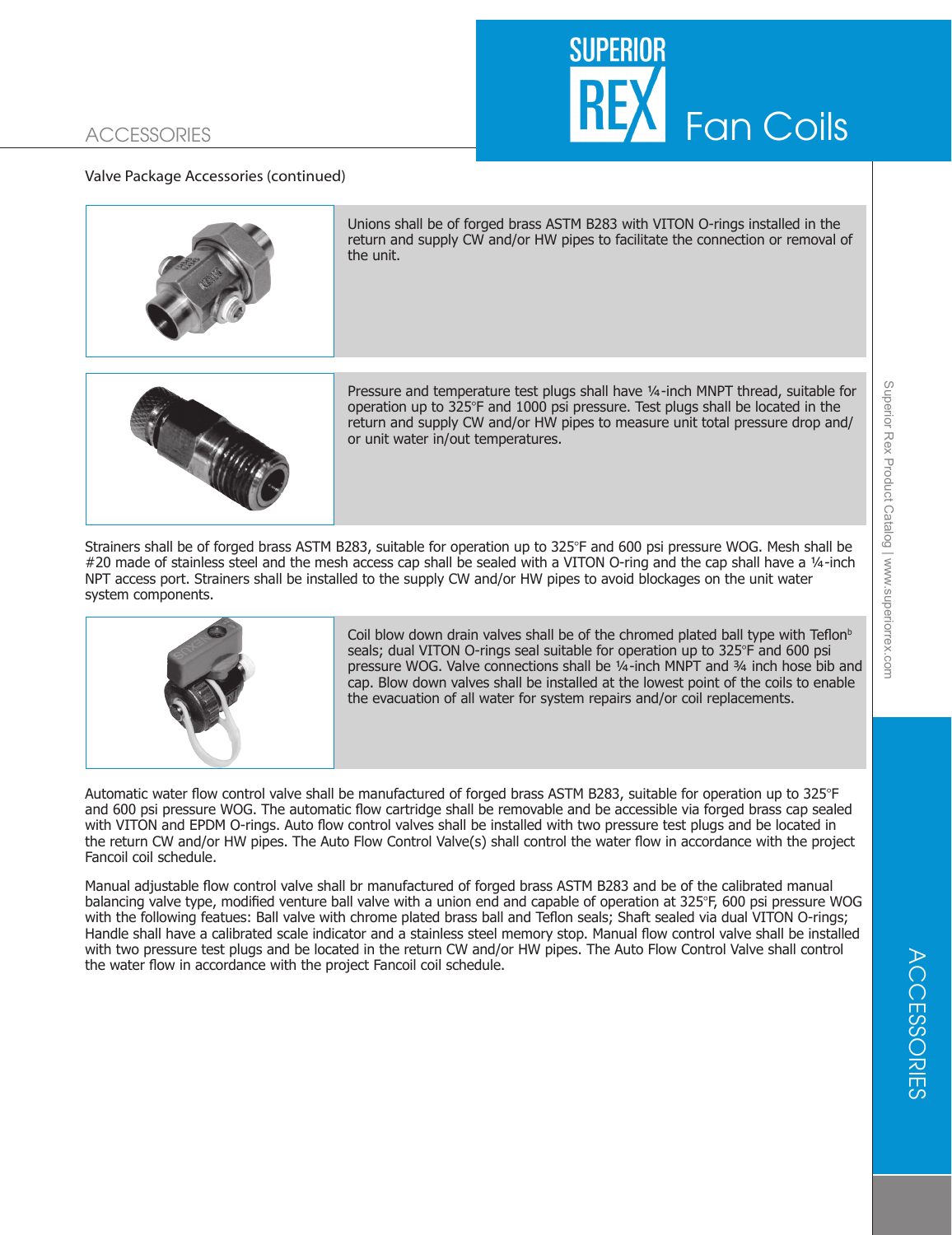Valve Package Accessories (continued)

Unions shall be of forged brass ASTM B283 with VITON O-rings installed in the return and supply CW and/or HW pipes to facilitate the connection or removal of the unit.

Pressure and temperature test plugs shall have ¼-inch MNPT thread, suitable for operation up to 325°F and 1000 psi pressure. Test plugs shall be located in the return and supply CW and/or HW pipes to measure unit total pressure drop and/or unit water in/out temperatures.

Strainers shall be of forged brass ASTM B283, suitable for operation up to 325°F and 600 psi pressure WOG. Mesh shall be #20 made of stainless steel and the mesh access cap shall be sealed with a VITON O-ring and the cap shall have a ¼-inch NPT access port. Strainers shall be installed to the supply CW and/or HW pipes to avoid blockages on the unit water system components.

Coil blow down drain valves shall be of the chromed plated ball type with Teflon[b] seals; dual VITON O-rings seal suitable for operation up to 325°F and 600 psi pressure WOG. Valve connections shall be ¼-inch MNPT and ¾ inch hose bib and cap. Blow down valves shall be installed at the lowest point of the coils to enable the evacuation of all water for system repairs and/or coil replacements.

Automatic water flow control valve shall be manufactured of forged brass ASTM B283, suitable for operation up to 325°F and 600 psi pressure WOG. The automatic flow cartridge shall be removable and be accessible via forged brass cap sealed with VITON and EPDM O-rings. Auto flow control valves shall be installed with two pressure test plugs and be located in the return CW and/or HW pipes. The Auto Flow Control Valve(s) shall control the water flow in accordance with the project Fancoil coil schedule.

Manual adjustable flow control valve shall br manufactured of forged brass ASTM B283 and be of the calibrated manual balancing valve type, modified venture ball valve with a union end and capable of operation at 325°F, 600 psi pressure WOG with the following featues: Ball valve with chrome plated brass ball and Teflon seals; Shaft sealed via dual VITON O-rings; Handle shall have a calibrated scale indicator and a stainless steel memory stop. Manual flow control valve shall be installed with two pressure test plugs and be located in the return CW and/or HW pipes. The Auto Flow Control Valve shall control the water flow in accordance with the project Fancoil coil schedule.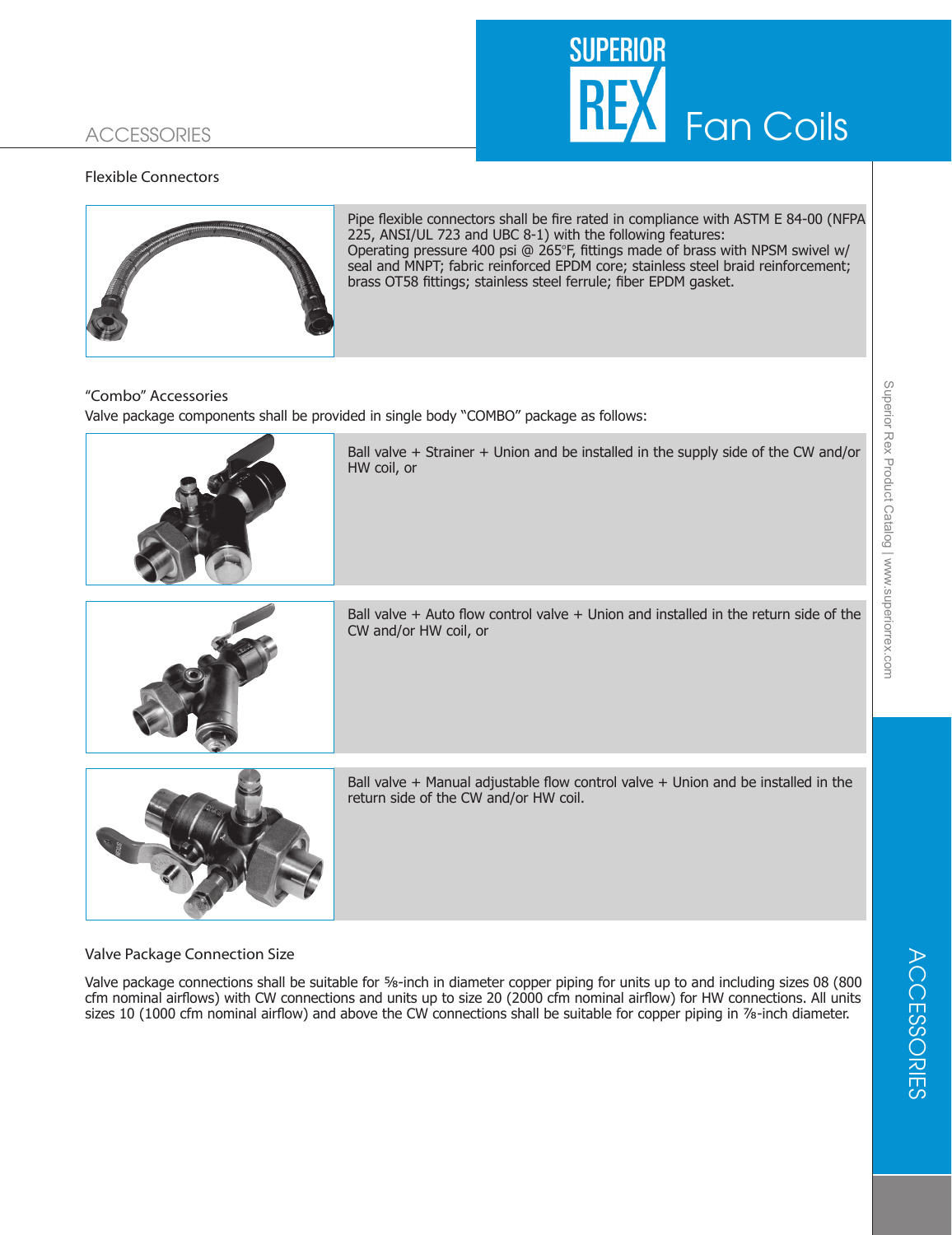# ACCESSORIES

## Flexible Connectors

Pipe flexible connectors shall be fire rated in compliance with ASTM E 84-00 (NFPA 225, ANSI/UL 723 and UBC 8-1) with the following features:
Operating pressure 400 psi @ 265°F, fittings made of brass with NPSM swivel w/ seal and MNPT; fabric reinforced EPDM core; stainless steel braid reinforcement; brass OT58 fittings; stainless steel ferrule; fiber EPDM gasket.

## "Combo" Accessories

Valve package components shall be provided in single body "COMBO" package as follows:

Ball valve + Strainer + Union and be installed in the supply side of the CW and/or HW coil, or

Ball valve + Auto flow control valve + Union and installed in the return side of the CW and/or HW coil, or

Ball valve + Manual adjustable flow control valve + Union and be installed in the return side of the CW and/or HW coil.

## Valve Package Connection Size

Valve package connections shall be suitable for ⅝-inch in diameter copper piping for units up to and including sizes 08 (800 cfm nominal airflows) with CW connections and units up to size 20 (2000 cfm nominal airflow) for HW connections. All units sizes 10 (1000 cfm nominal airflow) and above the CW connections shall be suitable for copper piping in ⅞-inch diameter.